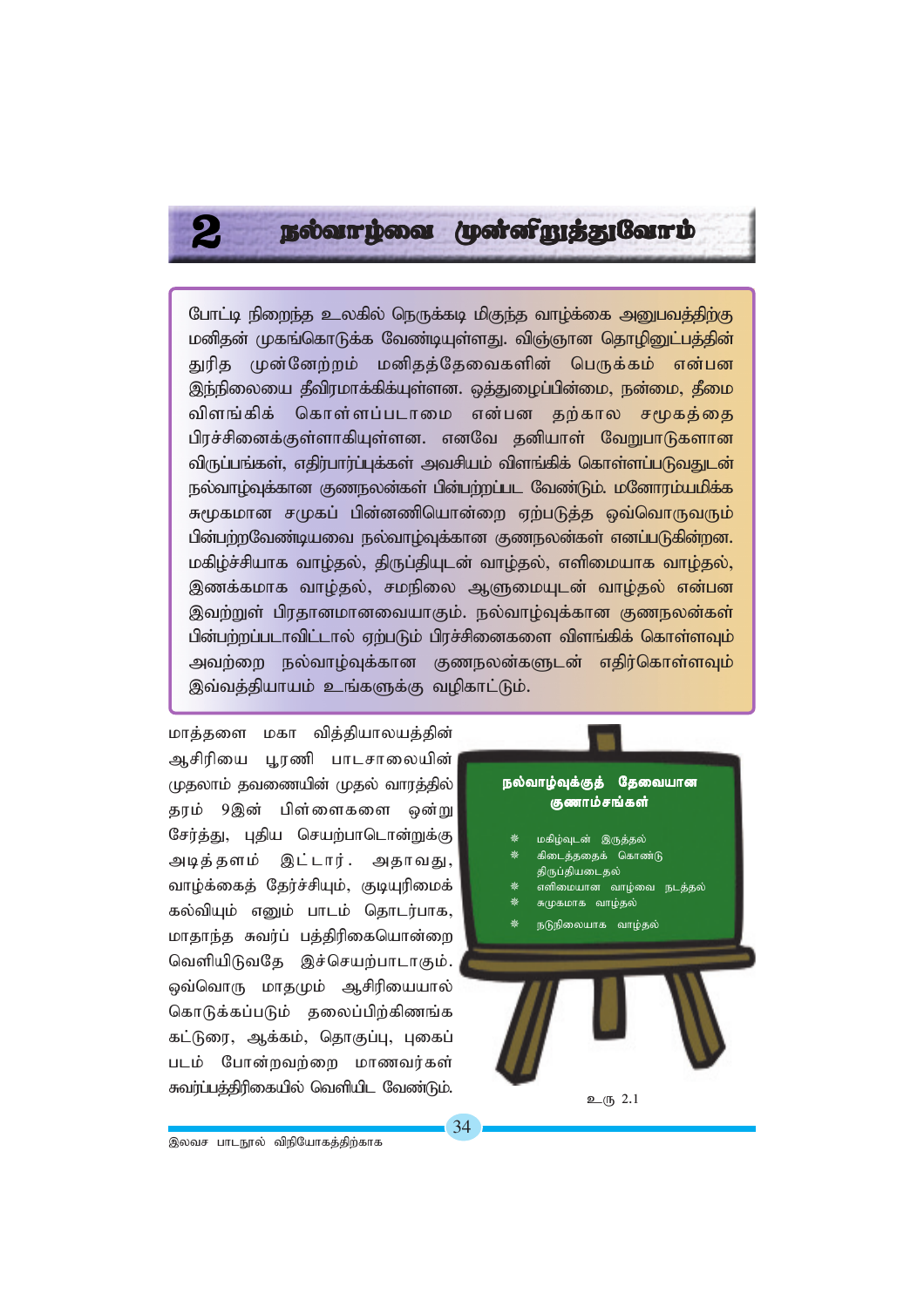# 2 நல்வாழ்வை முன்னிறுத்துவோம்

போட்டி நிறைந்த உலகில் நெருக்கடி மிகுந்த வாழ்க்கை அனுபவத்திற்கு மனிதன் முகங்கொடுக்க வேண்டியுள்ளது. விஞ்ஞான தொழினுட்பத்தின் துரித முன்னேற்றம் மனிதத்தேவைகளின் பெருக்கம் என்பன இந்நிலையை தீவிரமாக்கியுள்ளன. ஒத்துழைப்பின்மை, நன்மை, தீமை விளங்கிக் கொள்ளப்படாமை என்பன தற்கால சமூகத்தை பிரச்சினைக்குள்ளாகியுள்ளன. எனவே தனியாள் வேறுபாடுகளான விருப்பங்கள், எதிர்பார்ப்புக்கள் அவசியம் விளங்கிக் கொள்ளப்படுவதுடன் நல்வாழ்வுக்கான குணநலன்கள் பின்பற்றப்பட வேண்டும். மனோரம்யமிக்க சுமூகமான சமுகப் பின்னணியொன்றை ஏற்படுத்த ஒவ்வொருவரும் பின்பற்றவேண்டியவை நல்வாழ்வுக்கான குணநலன்கள் எனப்படுகின்றன. மகிழ்ச்சியாக வாழ்தல், திருப்தியுடன் வாழ்தல், எளிமையாக வாழ்தல், இணக்கமாக வாழ்தல், சமநிலை ஆளுமையுடன் வாழ்தல் என்பன இவற்றுள் பிரதானமானவையாகும். நல்வாழ்வுக்கான குணநலன்கள் பின்பற்றப்படாவிட்டால் ஏற்படும் பிரச்சினைகளை விளங்கிக் கொள்ளவும் அவற்றை நல்வாழ்வுக்கான குணநலன்களுடன் எதிர்கொள்ளவும் இவ்வத்தியாயம் உங்களுக்கு வழிகாட்டும்.

மாத்தளை மகா வித்தியாலயத்தின் ஆசிரியை பூரணி பாடசாலையின் முதலாம் தவணையின் முதல் வாரத்தில் தரம் 9இன் பிள்ளைகளை ஒன்று சேர்த்து, புதிய செயற்பாடொன்றுக்கு அடித்தளம் இட்டார். அதாவது, வாழ்க்கைத் தேர்ச்சியும், குடியுரிமைக் கல்வியும் எனும் பாடம் தொடர்பாக, மாதாந்த சுவர்ப் பத்திரிகையொன்றை வெளியிடுவதே இச்செயற்பாடாகும். ஒவ்வொரு மாதமும் ஆசிரியையால் கொடுக்கப்படும் தலைப்பிற்கிணங்க கட்டுரை, ஆக்கம், தொகுப்பு, புகைப் படம் போன்றவற்றை மாணவர்கள் சுவர்ப்பத்திரிகையில் வெளியிட வேண்டும்.

**நல்வாழ்வுக்குத் தேவையான குணாம்சங்கள்**

- மகிழ்வுடன் இருத்தல்
- கிடைத்ததைக் கொண்டு திருப்தியடைதல்
- எளிமையான வாழ்வை நடத்தல்
- சுமூகமாக வாழ்தல்
- நடுநிலையாக வாழ்தல்

உரு 2.1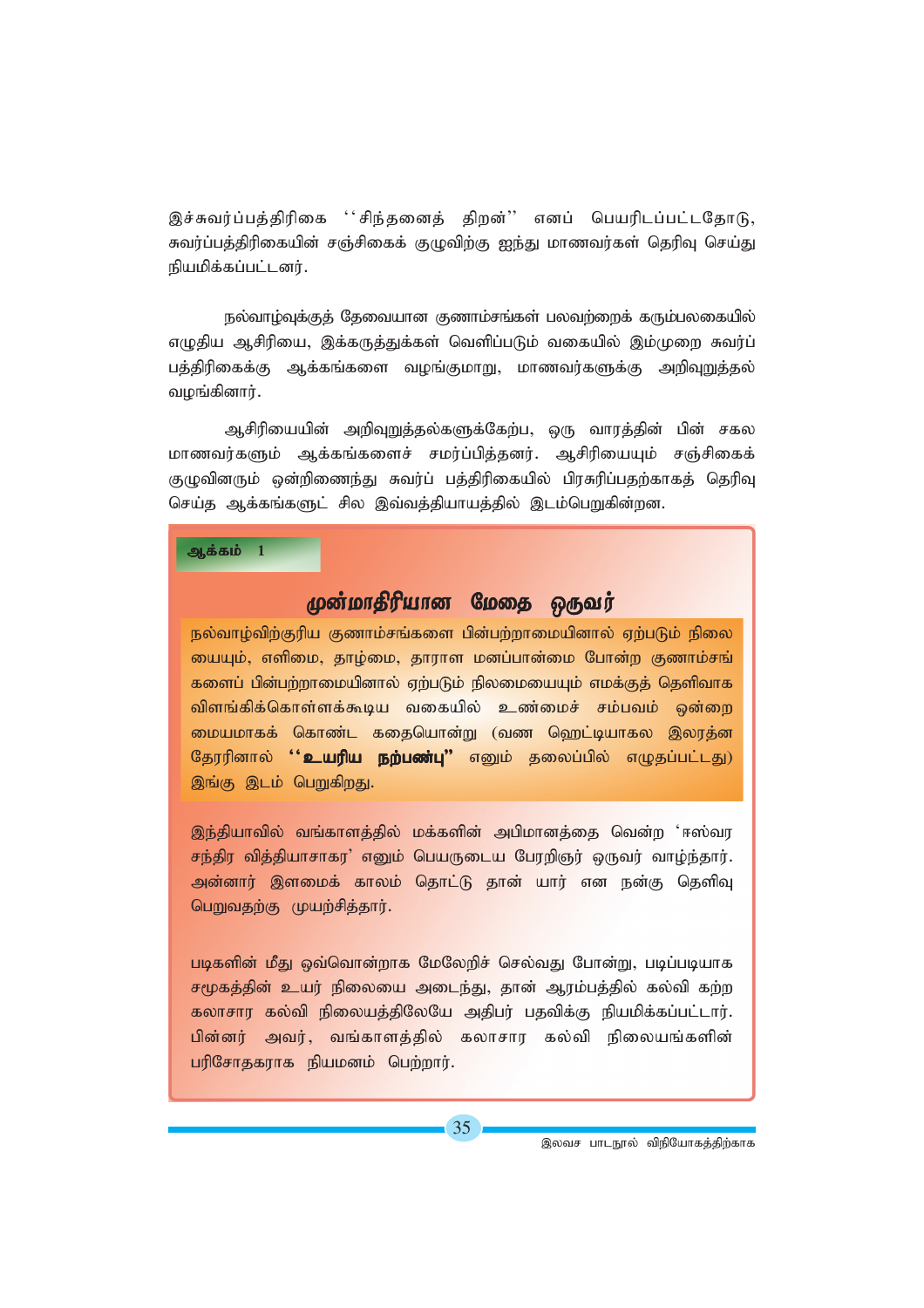இச்சுவர்ப்பத்திரிகை ''சிந்தனைத் திறன்'' எனப் பெயரிடப்பட்டதோடு, சுவர்ப்பத்திரிகையின் சஞ்சிகைக் குழுவிற்கு ஐந்து மாணவர்கள் தெரிவு செய்து நியமிக்கப்பட்டனர்.

நல்வாழ்வுக்குத் தேவையான குணாம்சங்கள் பலவற்றைக் கரும்பலகையில் எழுதிய ஆசிரியை, இக்கருத்துக்கள் வெளிப்படும் வகையில் இம்முறை சுவர்ப் பத்திரிகைக்கு ஆக்கங்களை வழங்குமாறு, மாணவர்களுக்கு அறிவுறுத்தல் வழங்கினார்.

ஆசிரியையின் அறிவுறுத்தல்களுக்கேற்ப, ஒரு வாரத்தின் பின் சகல மாணவர்களும் ஆக்கங்களைச் சமர்ப்பித்தனர். ஆசிரியையும் சஞ்சிகைக் குழுவினரும் ஒன்றிணைந்து சுவர்ப் பத்திரிகையில் பிரசுரிப்பதற்காகத் தெரிவு செய்த ஆக்கங்களுட் சில இவ்வத்தியாயத்தில் இடம்பெறுகின்றன.

**ஆக்கம் 1**

## முன்மாதிரியான மேதை ஒருவர்

நல்வாழ்விற்குரிய குணாம்சங்களை பின்பற்றாமையினால் ஏற்படும் நிலையையும், எளிமை, தாழ்மை, தாராள மனப்பான்மை போன்ற குணாம்சங்களைப் பின்பற்றாமையினால் ஏற்படும் நிலமையையும் எமக்குத் தெளிவாக விளங்கிக்கொள்ளக்கூடிய வகையில் உண்மைச் சம்பவம் ஒன்றை மையமாகக் கொண்ட கதையொன்று (வண ஹெட்டியாகல இலரத்ன தேரரினால் **''உயரிய நற்பண்பு''** எனும் தலைப்பில் எழுதப்பட்டது) இங்கு இடம் பெறுகிறது.

இந்தியாவில் வங்காளத்தில் மக்களின் அபிமானத்தை வென்ற 'ஈஸ்வர சந்திர வித்தியாசாகர' எனும் பெயருடைய பேரறிஞர் ஒருவர் வாழ்ந்தார். அன்னார் இளமைக் காலம் தொட்டு தான் யார் என நன்கு தெளிவு பெறுவதற்கு முயற்சித்தார்.

படிகளின் மீது ஒவ்வொன்றாக மேலேறிச் செல்வது போன்று, படிப்படியாக சமூகத்தின் உயர் நிலையை அடைந்து, தான் ஆரம்பத்தில் கல்வி கற்ற கலாசார கல்வி நிலையத்திலேயே அதிபர் பதவிக்கு நியமிக்கப்பட்டார். பின்னர் அவர், வங்காளத்தில் கலாசார கல்வி நிலையங்களின் பரிசோதகராக நியமனம் பெற்றார்.